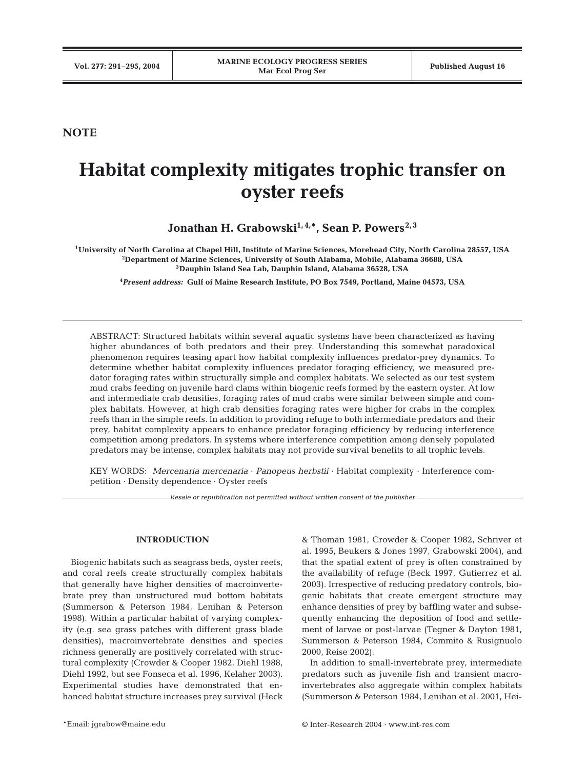**NOTE**

# Habitat complexity mitigates trophic transfer on oyster reefs

**Jonathan H. Grabowski[1,4,*], Sean P. Powers[2,3]**

[1]University of North Carolina at Chapel Hill, Institute of Marine Sciences, Morehead City, North Carolina 28557, USA
[2]Department of Marine Sciences, University of South Alabama, Mobile, Alabama 36688, USA
[3]Dauphin Island Sea Lab, Dauphin Island, Alabama 36528, USA

[4]*Present address:* Gulf of Maine Research Institute, PO Box 7549, Portland, Maine 04573, USA

ABSTRACT: Structured habitats within several aquatic systems have been characterized as having higher abundances of both predators and their prey. Understanding this somewhat paradoxical phenomenon requires teasing apart how habitat complexity influences predator-prey dynamics. To determine whether habitat complexity influences predator foraging efficiency, we measured predator foraging rates within structurally simple and complex habitats. We selected as our test system mud crabs feeding on juvenile hard clams within biogenic reefs formed by the eastern oyster. At low and intermediate crab densities, foraging rates of mud crabs were similar between simple and complex habitats. However, at high crab densities foraging rates were higher for crabs in the complex reefs than in the simple reefs. In addition to providing refuge to both intermediate predators and their prey, habitat complexity appears to enhance predator foraging efficiency by reducing interference competition among predators. In systems where interference competition among densely populated predators may be intense, complex habitats may not provide survival benefits to all trophic levels.

KEY WORDS: *Mercenaria mercenaria* · *Panopeus herbstii* · Habitat complexity · Interference competition · Density dependence · Oyster reefs

*Resale or republication not permitted without written consent of the publisher*

## INTRODUCTION

Biogenic habitats such as seagrass beds, oyster reefs, and coral reefs create structurally complex habitats that generally have higher densities of macroinvertebrate prey than unstructured mud bottom habitats (Summerson & Peterson 1984, Lenihan & Peterson 1998). Within a particular habitat of varying complexity (e.g. sea grass patches with different grass blade densities), macroinvertebrate densities and species richness generally are positively correlated with structural complexity (Crowder & Cooper 1982, Diehl 1988, Diehl 1992, but see Fonseca et al. 1996, Kelaher 2003). Experimental studies have demonstrated that enhanced habitat structure increases prey survival (Heck & Thoman 1981, Crowder & Cooper 1982, Schriver et al. 1995, Beukers & Jones 1997, Grabowski 2004), and that the spatial extent of prey is often constrained by the availability of refuge (Beck 1997, Gutierrez et al. 2003). Irrespective of reducing predatory controls, biogenic habitats that create emergent structure may enhance densities of prey by baffling water and subsequently enhancing the deposition of food and settlement of larvae or post-larvae (Tegner & Dayton 1981, Summerson & Peterson 1984, Commito & Rusignuolo 2000, Reise 2002).

In addition to small-invertebrate prey, intermediate predators such as juvenile fish and transient macroinvertebrates also aggregate within complex habitats (Summerson & Peterson 1984, Lenihan et al. 2001, Hei-

*Email: jgrabow@maine.edu

© Inter-Research 2004 · www.int-res.com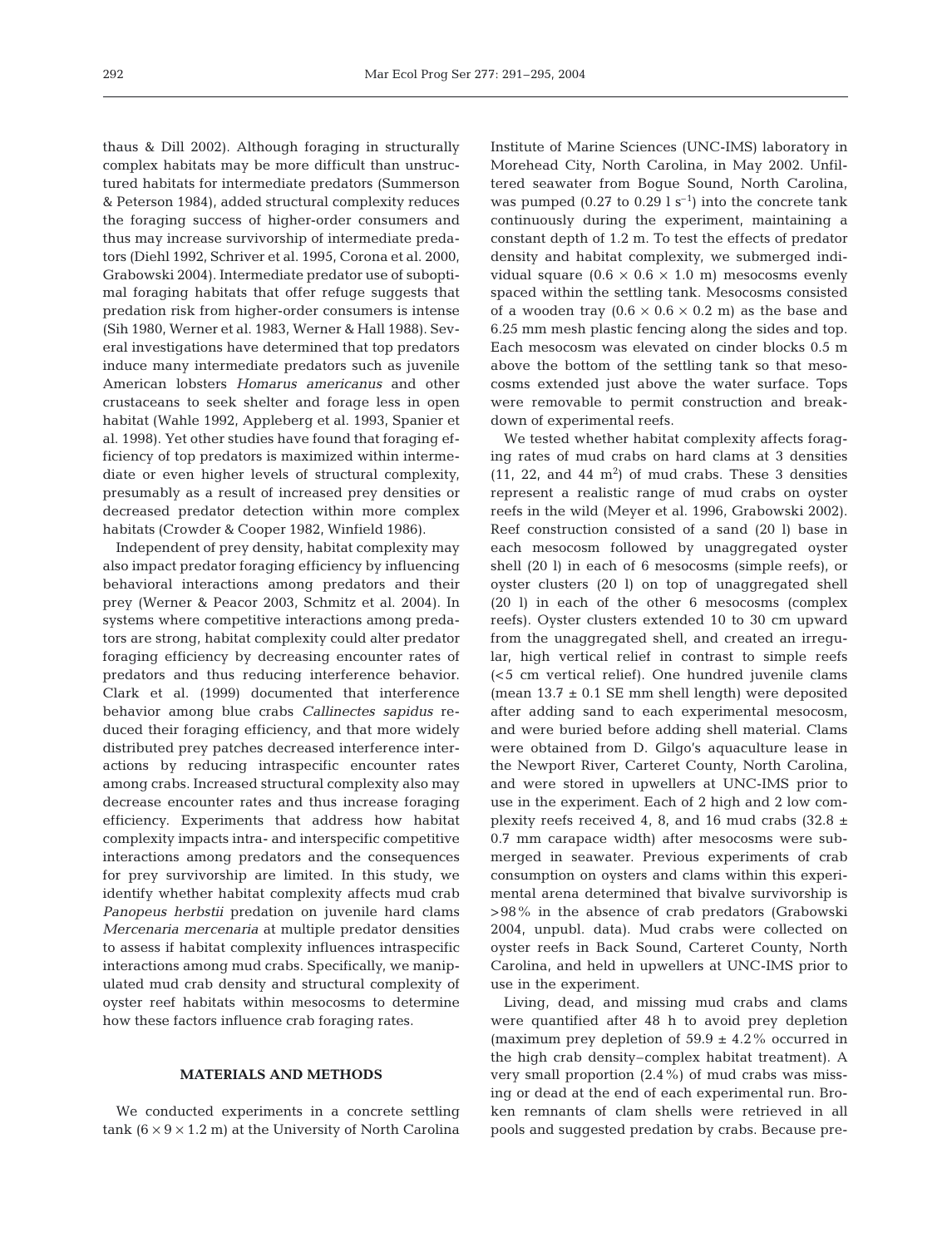thaus & Dill 2002). Although foraging in structurally complex habitats may be more difficult than unstructured habitats for intermediate predators (Summerson & Peterson 1984), added structural complexity reduces the foraging success of higher-order consumers and thus may increase survivorship of intermediate predators (Diehl 1992, Schriver et al. 1995, Corona et al. 2000, Grabowski 2004). Intermediate predator use of suboptimal foraging habitats that offer refuge suggests that predation risk from higher-order consumers is intense (Sih 1980, Werner et al. 1983, Werner & Hall 1988). Several investigations have determined that top predators induce many intermediate predators such as juvenile American lobsters *Homarus americanus* and other crustaceans to seek shelter and forage less in open habitat (Wahle 1992, Appleberg et al. 1993, Spanier et al. 1998). Yet other studies have found that foraging efficiency of top predators is maximized within intermediate or even higher levels of structural complexity, presumably as a result of increased prey densities or decreased predator detection within more complex habitats (Crowder & Cooper 1982, Winfield 1986).

Independent of prey density, habitat complexity may also impact predator foraging efficiency by influencing behavioral interactions among predators and their prey (Werner & Peacor 2003, Schmitz et al. 2004). In systems where competitive interactions among predators are strong, habitat complexity could alter predator foraging efficiency by decreasing encounter rates of predators and thus reducing interference behavior. Clark et al. (1999) documented that interference behavior among blue crabs *Callinectes sapidus* reduced their foraging efficiency, and that more widely distributed prey patches decreased interference interactions by reducing intraspecific encounter rates among crabs. Increased structural complexity also may decrease encounter rates and thus increase foraging efficiency. Experiments that address how habitat complexity impacts intra- and interspecific competitive interactions among predators and the consequences for prey survivorship are limited. In this study, we identify whether habitat complexity affects mud crab *Panopeus herbstii* predation on juvenile hard clams *Mercenaria mercenaria* at multiple predator densities to assess if habitat complexity influences intraspecific interactions among mud crabs. Specifically, we manipulated mud crab density and structural complexity of oyster reef habitats within mesocosms to determine how these factors influence crab foraging rates.

## MATERIALS AND METHODS

We conducted experiments in a concrete settling tank ($6 \times 9 \times 1.2$ m) at the University of North Carolina Institute of Marine Sciences (UNC-IMS) laboratory in Morehead City, North Carolina, in May 2002. Unfiltered seawater from Bogue Sound, North Carolina, was pumped (0.27 to 0.29 l $s^{-1}$) into the concrete tank continuously during the experiment, maintaining a constant depth of 1.2 m. To test the effects of predator density and habitat complexity, we submerged individual square ($0.6 \times 0.6 \times 1.0$ m) mesocosms evenly spaced within the settling tank. Mesocosms consisted of a wooden tray ($0.6 \times 0.6 \times 0.2$ m) as the base and 6.25 mm mesh plastic fencing along the sides and top. Each mesocosm was elevated on cinder blocks 0.5 m above the bottom of the settling tank so that mesocosms extended just above the water surface. Tops were removable to permit construction and breakdown of experimental reefs.

We tested whether habitat complexity affects foraging rates of mud crabs on hard clams at 3 densities (11, 22, and 44 $m^2$) of mud crabs. These 3 densities represent a realistic range of mud crabs on oyster reefs in the wild (Meyer et al. 1996, Grabowski 2002). Reef construction consisted of a sand (20 l) base in each mesocosm followed by unaggregated oyster shell (20 l) in each of 6 mesocosms (simple reefs), or oyster clusters (20 l) on top of unaggregated shell (20 l) in each of the other 6 mesocosms (complex reefs). Oyster clusters extended 10 to 30 cm upward from the unaggregated shell, and created an irregular, high vertical relief in contrast to simple reefs (<5 cm vertical relief). One hundred juvenile clams (mean $13.7 \pm 0.1$ SE mm shell length) were deposited after adding sand to each experimental mesocosm, and were buried before adding shell material. Clams were obtained from D. Gilgo's aquaculture lease in the Newport River, Carteret County, North Carolina, and were stored in upwellers at UNC-IMS prior to use in the experiment. Each of 2 high and 2 low complexity reefs received 4, 8, and 16 mud crabs ($32.8 \pm 0.7$ mm carapace width) after mesocosms were submerged in seawater. Previous experiments of crab consumption on oysters and clams within this experimental arena determined that bivalve survivorship is >98% in the absence of crab predators (Grabowski 2004, unpubl. data). Mud crabs were collected on oyster reefs in Back Sound, Carteret County, North Carolina, and held in upwellers at UNC-IMS prior to use in the experiment.

Living, dead, and missing mud crabs and clams were quantified after 48 h to avoid prey depletion (maximum prey depletion of $59.9 \pm 4.2$% occurred in the high crab density–complex habitat treatment). A very small proportion (2.4%) of mud crabs was missing or dead at the end of each experimental run. Broken remnants of clam shells were retrieved in all pools and suggested predation by crabs. Because pre-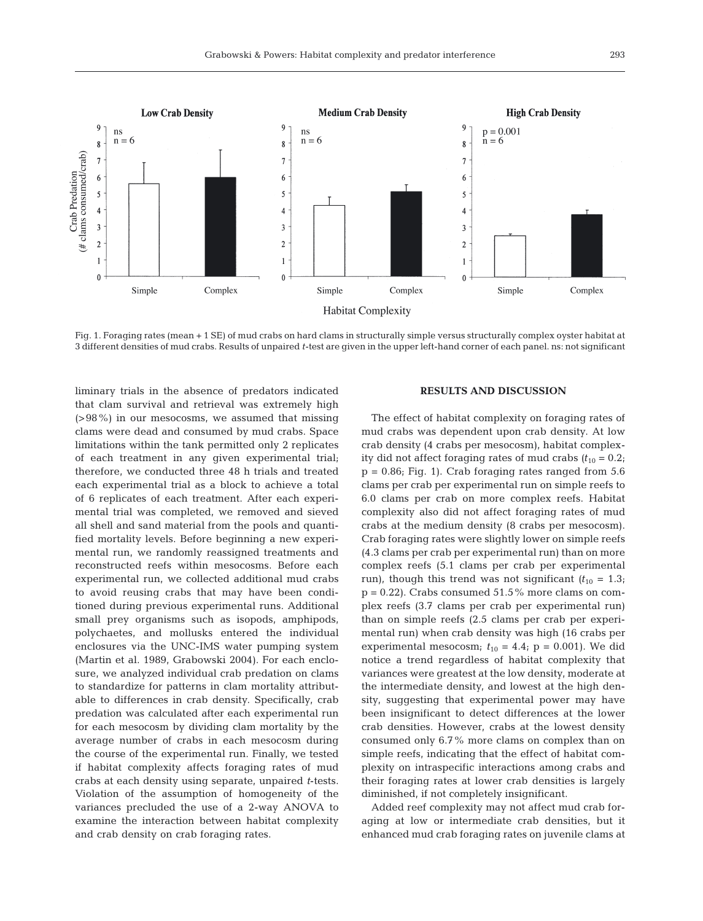Fig. 1. Foraging rates (mean + 1 SE) of mud crabs on hard clams in structurally simple versus structurally complex oyster habitat at 3 different densities of mud crabs. Results of unpaired *t*-test are given in the upper left-hand corner of each panel. ns: not significant

liminary trials in the absence of predators indicated that clam survival and retrieval was extremely high (>98%) in our mesocosms, we assumed that missing clams were dead and consumed by mud crabs. Space limitations within the tank permitted only 2 replicates of each treatment in any given experimental trial; therefore, we conducted three 48 h trials and treated each experimental trial as a block to achieve a total of 6 replicates of each treatment. After each experimental trial was completed, we removed and sieved all shell and sand material from the pools and quantified mortality levels. Before beginning a new experimental run, we randomly reassigned treatments and reconstructed reefs within mesocosms. Before each experimental run, we collected additional mud crabs to avoid reusing crabs that may have been conditioned during previous experimental runs. Additional small prey organisms such as isopods, amphipods, polychaetes, and mollusks entered the individual enclosures via the UNC-IMS water pumping system (Martin et al. 1989, Grabowski 2004). For each enclosure, we analyzed individual crab predation on clams to standardize for patterns in clam mortality attributable to differences in crab density. Specifically, crab predation was calculated after each experimental run for each mesocosm by dividing clam mortality by the average number of crabs in each mesocosm during the course of the experimental run. Finally, we tested if habitat complexity affects foraging rates of mud crabs at each density using separate, unpaired *t*-tests. Violation of the assumption of homogeneity of the variances precluded the use of a 2-way ANOVA to examine the interaction between habitat complexity and crab density on crab foraging rates.

## RESULTS AND DISCUSSION

The effect of habitat complexity on foraging rates of mud crabs was dependent upon crab density. At low crab density (4 crabs per mesocosm), habitat complexity did not affect foraging rates of mud crabs ($t_{10}$ = 0.2; p = 0.86; Fig. 1). Crab foraging rates ranged from 5.6 clams per crab per experimental run on simple reefs to 6.0 clams per crab on more complex reefs. Habitat complexity also did not affect foraging rates of mud crabs at the medium density (8 crabs per mesocosm). Crab foraging rates were slightly lower on simple reefs (4.3 clams per crab per experimental run) than on more complex reefs (5.1 clams per crab per experimental run), though this trend was not significant ($t_{10}$ = 1.3; p = 0.22). Crabs consumed 51.5% more clams on complex reefs (3.7 clams per crab per experimental run) than on simple reefs (2.5 clams per crab per experimental run) when crab density was high (16 crabs per experimental mesocosm; $t_{10}$ = 4.4; p = 0.001). We did notice a trend regardless of habitat complexity that variances were greatest at the low density, moderate at the intermediate density, and lowest at the high density, suggesting that experimental power may have been insignificant to detect differences at the lower crab densities. However, crabs at the lowest density consumed only 6.7% more clams on complex than on simple reefs, indicating that the effect of habitat complexity on intraspecific interactions among crabs and their foraging rates at lower crab densities is largely diminished, if not completely insignificant.

Added reef complexity may not affect mud crab foraging at low or intermediate crab densities, but it enhanced mud crab foraging rates on juvenile clams at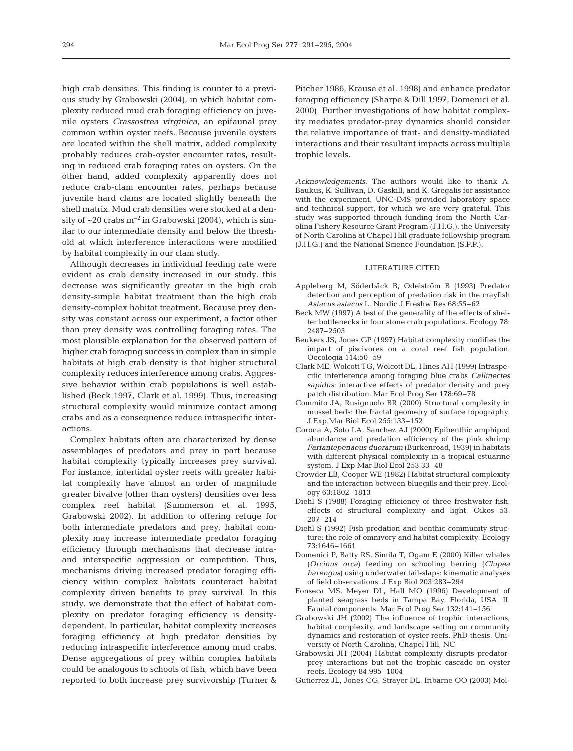high crab densities. This finding is counter to a previous study by Grabowski (2004), in which habitat complexity reduced mud crab foraging efficiency on juvenile oysters *Crassostrea virginica*, an epifaunal prey common within oyster reefs. Because juvenile oysters are located within the shell matrix, added complexity probably reduces crab-oyster encounter rates, resulting in reduced crab foraging rates on oysters. On the other hand, added complexity apparently does not reduce crab-clam encounter rates, perhaps because juvenile hard clams are located slightly beneath the shell matrix. Mud crab densities were stocked at a density of ~20 crabs $m^{-2}$ in Grabowski (2004), which is similar to our intermediate density and below the threshold at which interference interactions were modified by habitat complexity in our clam study.

Although decreases in individual feeding rate were evident as crab density increased in our study, this decrease was significantly greater in the high crab density-simple habitat treatment than the high crab density-complex habitat treatment. Because prey density was constant across our experiment, a factor other than prey density was controlling foraging rates. The most plausible explanation for the observed pattern of higher crab foraging success in complex than in simple habitats at high crab density is that higher structural complexity reduces interference among crabs. Aggressive behavior within crab populations is well established (Beck 1997, Clark et al. 1999). Thus, increasing structural complexity would minimize contact among crabs and as a consequence reduce intraspecific interactions.

Complex habitats often are characterized by dense assemblages of predators and prey in part because habitat complexity typically increases prey survival. For instance, intertidal oyster reefs with greater habitat complexity have almost an order of magnitude greater bivalve (other than oysters) densities over less complex reef habitat (Summerson et al. 1995, Grabowski 2002). In addition to offering refuge for both intermediate predators and prey, habitat complexity may increase intermediate predator foraging efficiency through mechanisms that decrease intra- and interspecific aggression or competition. Thus, mechanisms driving increased predator foraging efficiency within complex habitats counteract habitat complexity driven benefits to prey survival. In this study, we demonstrate that the effect of habitat complexity on predator foraging efficiency is density-dependent. In particular, habitat complexity increases foraging efficiency at high predator densities by reducing intraspecific interference among mud crabs. Dense aggregations of prey within complex habitats could be analogous to schools of fish, which have been reported to both increase prey survivorship (Turner & Pitcher 1986, Krause et al. 1998) and enhance predator foraging efficiency (Sharpe & Dill 1997, Domenici et al. 2000). Further investigations of how habitat complexity mediates predator-prey dynamics should consider the relative importance of trait- and density-mediated interactions and their resultant impacts across multiple trophic levels.

*Acknowledgements.* The authors would like to thank A. Baukus, K. Sullivan, D. Gaskill, and K. Gregalis for assistance with the experiment. UNC-IMS provided laboratory space and technical support, for which we are very grateful. This study was supported through funding from the North Carolina Fishery Resource Grant Program (J.H.G.), the University of North Carolina at Chapel Hill graduate fellowship program (J.H.G.) and the National Science Foundation (S.P.P.).

## LITERATURE CITED

- Appleberg M, Söderbäck B, Odelström B (1993) Predator detection and perception of predation risk in the crayfish *Astacus astacus* L. Nordic J Freshw Res 68:55–62
- Beck MW (1997) A test of the generality of the effects of shelter bottlenecks in four stone crab populations. Ecology 78: 2487–2503
- Beukers JS, Jones GP (1997) Habitat complexity modifies the impact of piscivores on a coral reef fish population. Oecologia 114:50–59
- Clark ME, Wolcott TG, Wolcott DL, Hines AH (1999) Intraspecific interference among foraging blue crabs *Callinectes sapidus*: interactive effects of predator density and prey patch distribution. Mar Ecol Prog Ser 178:69–78
- Commito JA, Rusignuolo BR (2000) Structural complexity in mussel beds: the fractal geometry of surface topography. J Exp Mar Biol Ecol 255:133–152
- Corona A, Soto LA, Sanchez AJ (2000) Epibenthic amphipod abundance and predation efficiency of the pink shrimp *Farfantepenaeus duorarum* (Burkenroad, 1939) in habitats with different physical complexity in a tropical estuarine system. J Exp Mar Biol Ecol 253:33–48
- Crowder LB, Cooper WE (1982) Habitat structural complexity and the interaction between bluegills and their prey. Ecology 63:1802–1813
- Diehl S (1988) Foraging efficiency of three freshwater fish: effects of structural complexity and light. Oikos 53: 207–214
- Diehl S (1992) Fish predation and benthic community structure: the role of omnivory and habitat complexity. Ecology 73:1646–1661
- Domenici P, Batty RS, Simila T, Ogam E (2000) Killer whales (*Orcinus orca*) feeding on schooling herring (*Clupea harengus*) using underwater tail-slaps: kinematic analyses of field observations. J Exp Biol 203:283–294
- Fonseca MS, Meyer DL, Hall MO (1996) Development of planted seagrass beds in Tampa Bay, Florida, USA. II. Faunal components. Mar Ecol Prog Ser 132:141–156
- Grabowski JH (2002) The influence of trophic interactions, habitat complexity, and landscape setting on community dynamics and restoration of oyster reefs. PhD thesis, University of North Carolina, Chapel Hill, NC
- Grabowski JH (2004) Habitat complexity disrupts predator-prey interactions but not the trophic cascade on oyster reefs. Ecology 84:995–1004
- Gutierrez JL, Jones CG, Strayer DL, Iribarne OO (2003) Mol-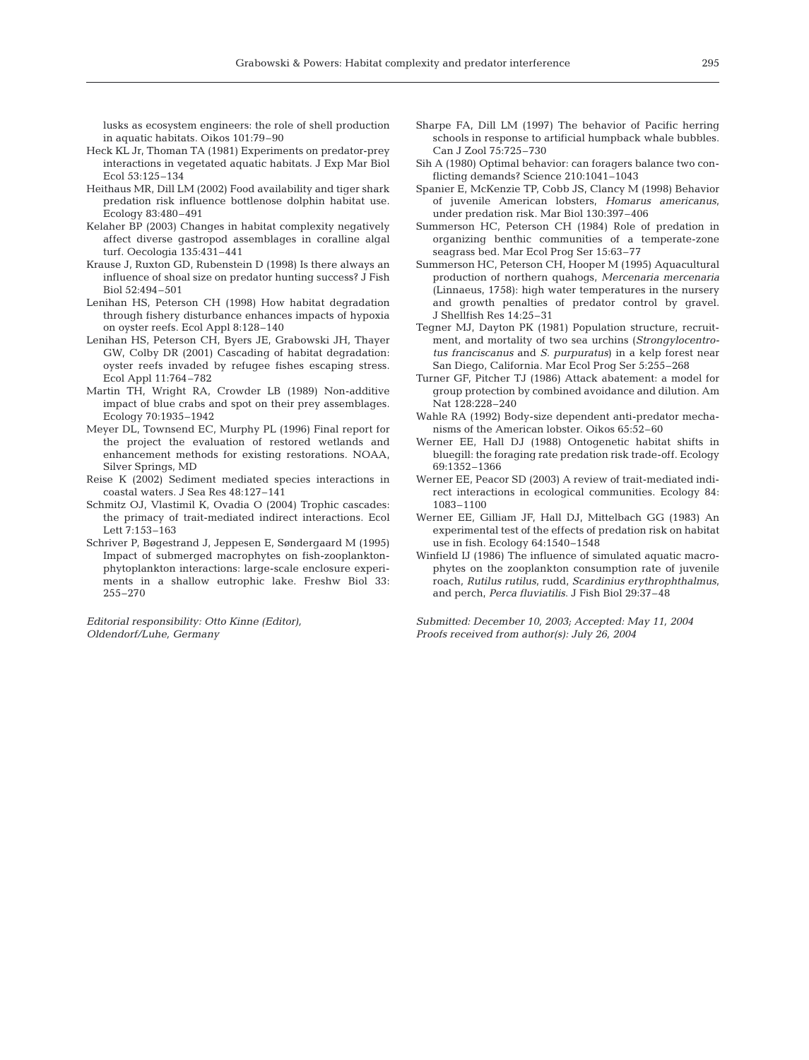lusks as ecosystem engineers: the role of shell production in aquatic habitats. Oikos 101:79–90

Heck KL Jr, Thoman TA (1981) Experiments on predator-prey interactions in vegetated aquatic habitats. J Exp Mar Biol Ecol 53:125–134

Heithaus MR, Dill LM (2002) Food availability and tiger shark predation risk influence bottlenose dolphin habitat use. Ecology 83:480–491

Kelaher BP (2003) Changes in habitat complexity negatively affect diverse gastropod assemblages in coralline algal turf. Oecologia 135:431–441

Krause J, Ruxton GD, Rubenstein D (1998) Is there always an influence of shoal size on predator hunting success? J Fish Biol 52:494–501

Lenihan HS, Peterson CH (1998) How habitat degradation through fishery disturbance enhances impacts of hypoxia on oyster reefs. Ecol Appl 8:128–140

Lenihan HS, Peterson CH, Byers JE, Grabowski JH, Thayer GW, Colby DR (2001) Cascading of habitat degradation: oyster reefs invaded by refugee fishes escaping stress. Ecol Appl 11:764–782

Martin TH, Wright RA, Crowder LB (1989) Non-additive impact of blue crabs and spot on their prey assemblages. Ecology 70:1935–1942

Meyer DL, Townsend EC, Murphy PL (1996) Final report for the project the evaluation of restored wetlands and enhancement methods for existing restorations. NOAA, Silver Springs, MD

Reise K (2002) Sediment mediated species interactions in coastal waters. J Sea Res 48:127–141

Schmitz OJ, Vlastimil K, Ovadia O (2004) Trophic cascades: the primacy of trait-mediated indirect interactions. Ecol Lett 7:153–163

Schriver P, Bøgestrand J, Jeppesen E, Søndergaard M (1995) Impact of submerged macrophytes on fish-zooplankton-phytoplankton interactions: large-scale enclosure experiments in a shallow eutrophic lake. Freshw Biol 33: 255–270

Sharpe FA, Dill LM (1997) The behavior of Pacific herring schools in response to artificial humpback whale bubbles. Can J Zool 75:725–730

Sih A (1980) Optimal behavior: can foragers balance two conflicting demands? Science 210:1041–1043

Spanier E, McKenzie TP, Cobb JS, Clancy M (1998) Behavior of juvenile American lobsters, *Homarus americanus*, under predation risk. Mar Biol 130:397–406

Summerson HC, Peterson CH (1984) Role of predation in organizing benthic communities of a temperate-zone seagrass bed. Mar Ecol Prog Ser 15:63–77

Summerson HC, Peterson CH, Hooper M (1995) Aquacultural production of northern quahogs, *Mercenaria mercenaria* (Linnaeus, 1758): high water temperatures in the nursery and growth penalties of predator control by gravel. J Shellfish Res 14:25–31

Tegner MJ, Dayton PK (1981) Population structure, recruitment, and mortality of two sea urchins (*Strongylocentrotus franciscanus* and *S. purpuratus*) in a kelp forest near San Diego, California. Mar Ecol Prog Ser 5:255–268

Turner GF, Pitcher TJ (1986) Attack abatement: a model for group protection by combined avoidance and dilution. Am Nat 128:228–240

Wahle RA (1992) Body-size dependent anti-predator mechanisms of the American lobster. Oikos 65:52–60

Werner EE, Hall DJ (1988) Ontogenetic habitat shifts in bluegill: the foraging rate predation risk trade-off. Ecology 69:1352–1366

Werner EE, Peacor SD (2003) A review of trait-mediated indirect interactions in ecological communities. Ecology 84: 1083–1100

Werner EE, Gilliam JF, Hall DJ, Mittelbach GG (1983) An experimental test of the effects of predation risk on habitat use in fish. Ecology 64:1540–1548

Winfield IJ (1986) The influence of simulated aquatic macrophytes on the zooplankton consumption rate of juvenile roach, *Rutilus rutilus*, rudd, *Scardinius erythrophthalmus*, and perch, *Perca fluviatilis*. J Fish Biol 29:37–48

*Editorial responsibility: Otto Kinne (Editor), Oldendorf/Luhe, Germany*

*Submitted: December 10, 2003; Accepted: May 11, 2004*
*Proofs received from author(s): July 26, 2004*